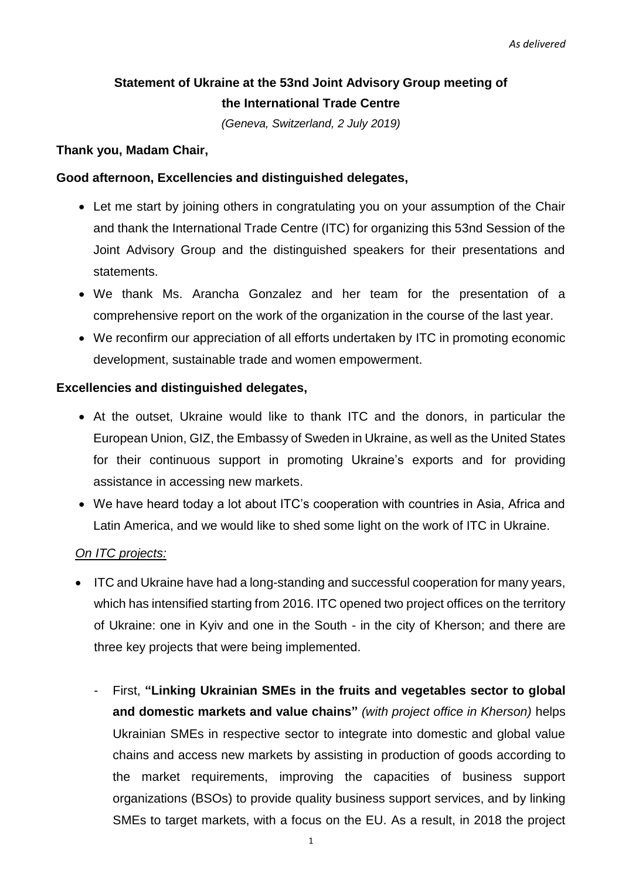*As delivered*

**Statement of Ukraine at the 53nd Joint Advisory Group meeting of the International Trade Centre**

*(Geneva, Switzerland, 2 July 2019)*

**Thank you, Madam Chair,**

**Good afternoon, Excellencies and distinguished delegates,**

- Let me start by joining others in congratulating you on your assumption of the Chair and thank the International Trade Centre (ITC) for organizing this 53nd Session of the Joint Advisory Group and the distinguished speakers for their presentations and statements.
- We thank Ms. Arancha Gonzalez and her team for the presentation of a comprehensive report on the work of the organization in the course of the last year.
- We reconfirm our appreciation of all efforts undertaken by ITC in promoting economic development, sustainable trade and women empowerment.

**Excellencies and distinguished delegates,**

- At the outset, Ukraine would like to thank ITC and the donors, in particular the European Union, GIZ, the Embassy of Sweden in Ukraine, as well as the United States for their continuous support in promoting Ukraine's exports and for providing assistance in accessing new markets.
- We have heard today a lot about ITC's cooperation with countries in Asia, Africa and Latin America, and we would like to shed some light on the work of ITC in Ukraine.

*On ITC projects:*

- ITC and Ukraine have had a long-standing and successful cooperation for many years, which has intensified starting from 2016. ITC opened two project offices on the territory of Ukraine: one in Kyiv and one in the South - in the city of Kherson; and there are three key projects that were being implemented.
  - First, **"Linking Ukrainian SMEs in the fruits and vegetables sector to global and domestic markets and value chains"** *(with project office in Kherson)* helps Ukrainian SMEs in respective sector to integrate into domestic and global value chains and access new markets by assisting in production of goods according to the market requirements, improving the capacities of business support organizations (BSOs) to provide quality business support services, and by linking SMEs to target markets, with a focus on the EU. As a result, in 2018 the project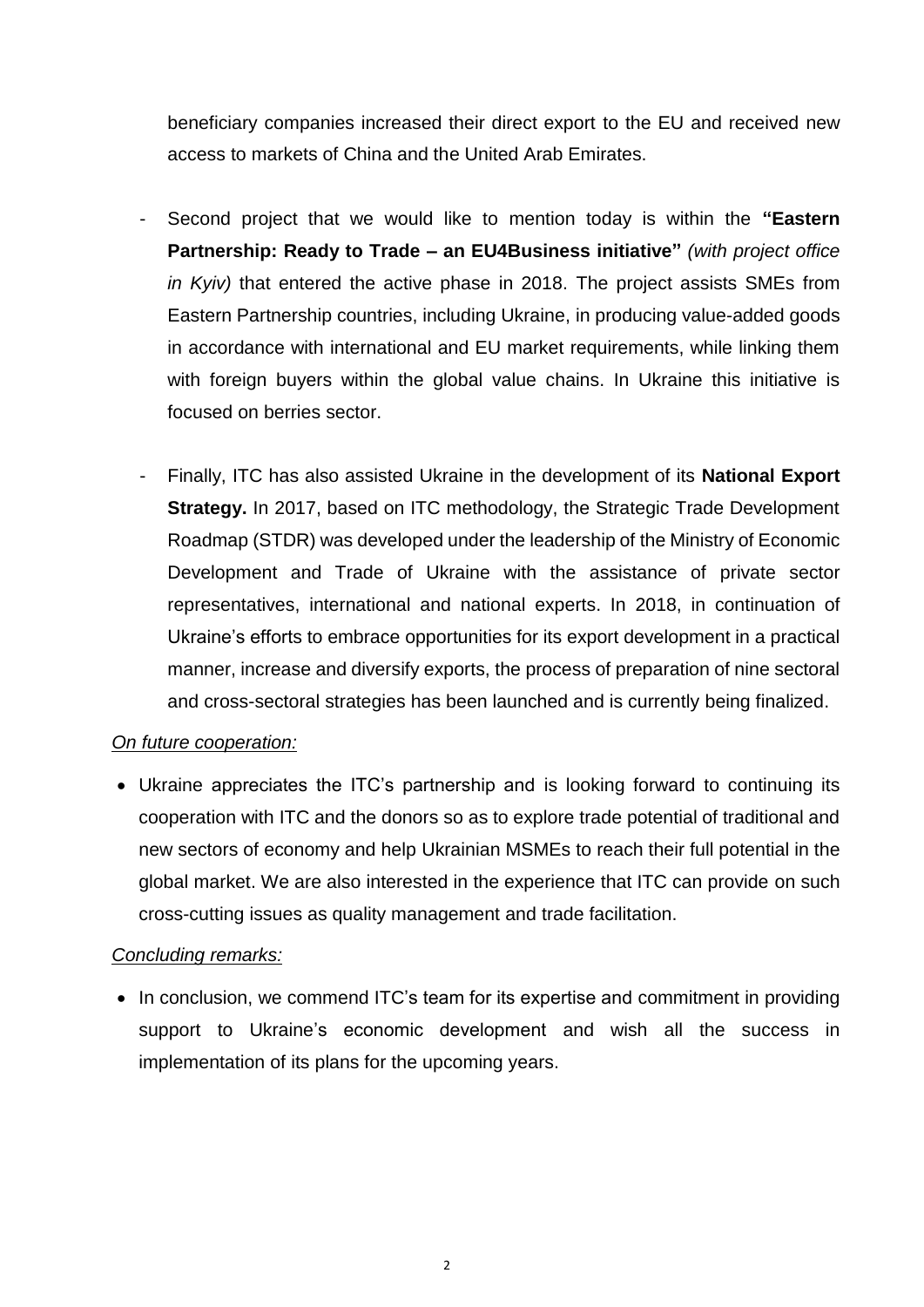beneficiary companies increased their direct export to the EU and received new access to markets of China and the United Arab Emirates.

- Second project that we would like to mention today is within the **"Eastern Partnership: Ready to Trade – an EU4Business initiative"** *(with project office in Kyiv)* that entered the active phase in 2018. The project assists SMEs from Eastern Partnership countries, including Ukraine, in producing value-added goods in accordance with international and EU market requirements, while linking them with foreign buyers within the global value chains. In Ukraine this initiative is focused on berries sector.

- Finally, ITC has also assisted Ukraine in the development of its **National Export Strategy.** In 2017, based on ITC methodology, the Strategic Trade Development Roadmap (STDR) was developed under the leadership of the Ministry of Economic Development and Trade of Ukraine with the assistance of private sector representatives, international and national experts. In 2018, in continuation of Ukraine's efforts to embrace opportunities for its export development in a practical manner, increase and diversify exports, the process of preparation of nine sectoral and cross-sectoral strategies has been launched and is currently being finalized.

*On future cooperation:*

- Ukraine appreciates the ITC's partnership and is looking forward to continuing its cooperation with ITC and the donors so as to explore trade potential of traditional and new sectors of economy and help Ukrainian MSMEs to reach their full potential in the global market. We are also interested in the experience that ITC can provide on such cross-cutting issues as quality management and trade facilitation.

*Concluding remarks:*

- In conclusion, we commend ITC's team for its expertise and commitment in providing support to Ukraine's economic development and wish all the success in implementation of its plans for the upcoming years.